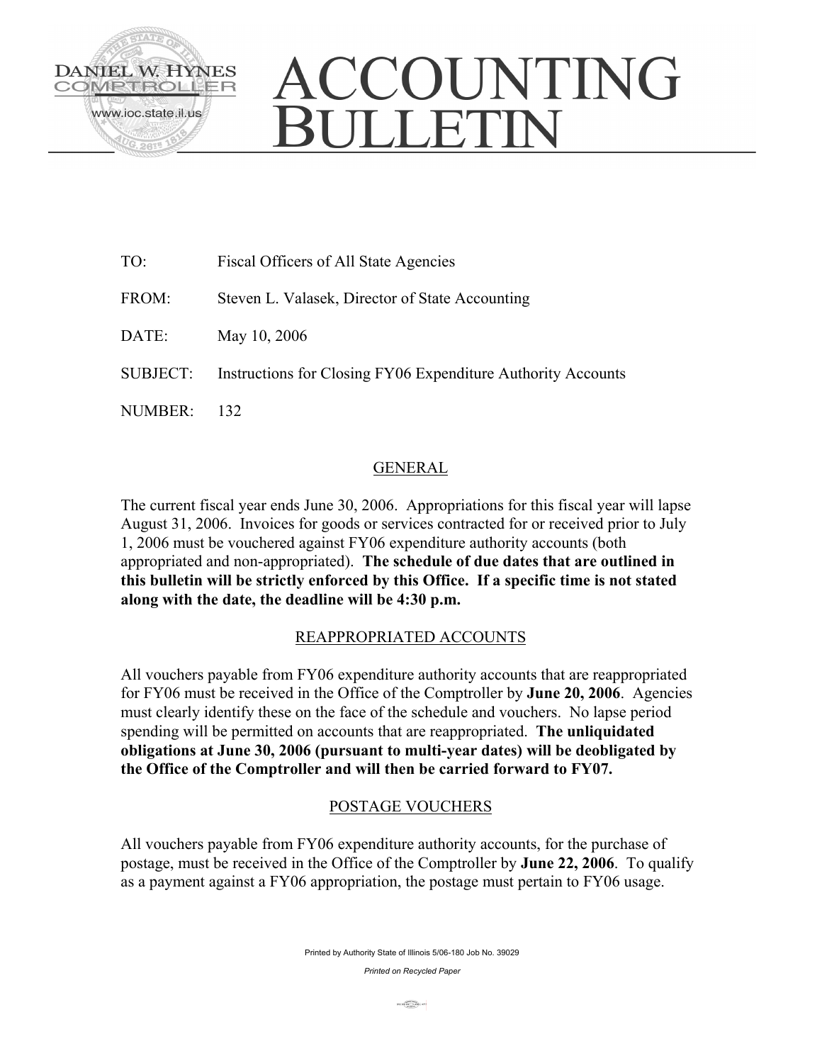DANIEL W. HYNES
COMPTROLLER
www.ioc.state.il.us

# ACCOUNTING BULLETIN

TO: Fiscal Officers of All State Agencies

FROM: Steven L. Valasek, Director of State Accounting

DATE: May 10, 2006

SUBJECT: Instructions for Closing FY06 Expenditure Authority Accounts

NUMBER: 132

## GENERAL

The current fiscal year ends June 30, 2006. Appropriations for this fiscal year will lapse August 31, 2006. Invoices for goods or services contracted for or received prior to July 1, 2006 must be vouchered against FY06 expenditure authority accounts (both appropriated and non-appropriated). **The schedule of due dates that are outlined in this bulletin will be strictly enforced by this Office. If a specific time is not stated along with the date, the deadline will be 4:30 p.m.**

## REAPPROPRIATED ACCOUNTS

All vouchers payable from FY06 expenditure authority accounts that are reappropriated for FY06 must be received in the Office of the Comptroller by **June 20, 2006**. Agencies must clearly identify these on the face of the schedule and vouchers. No lapse period spending will be permitted on accounts that are reappropriated. **The unliquidated obligations at June 30, 2006 (pursuant to multi-year dates) will be deobligated by the Office of the Comptroller and will then be carried forward to FY07.**

## POSTAGE VOUCHERS

All vouchers payable from FY06 expenditure authority accounts, for the purchase of postage, must be received in the Office of the Comptroller by **June 22, 2006**. To qualify as a payment against a FY06 appropriation, the postage must pertain to FY06 usage.

Printed by Authority State of Illinois 5/06-180 Job No. 39029

*Printed on Recycled Paper*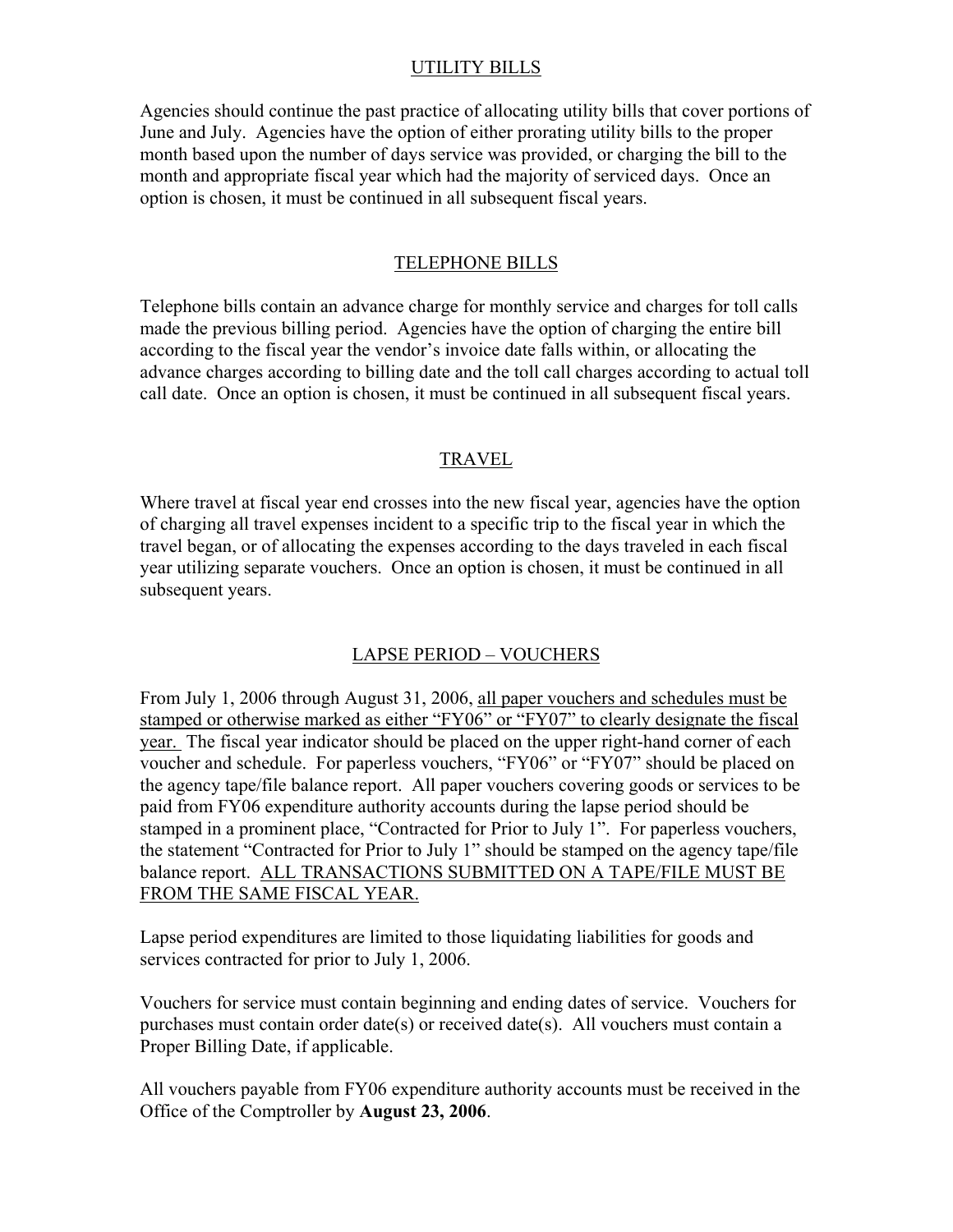## UTILITY BILLS

Agencies should continue the past practice of allocating utility bills that cover portions of June and July. Agencies have the option of either prorating utility bills to the proper month based upon the number of days service was provided, or charging the bill to the month and appropriate fiscal year which had the majority of serviced days. Once an option is chosen, it must be continued in all subsequent fiscal years.

## TELEPHONE BILLS

Telephone bills contain an advance charge for monthly service and charges for toll calls made the previous billing period. Agencies have the option of charging the entire bill according to the fiscal year the vendor's invoice date falls within, or allocating the advance charges according to billing date and the toll call charges according to actual toll call date. Once an option is chosen, it must be continued in all subsequent fiscal years.

## TRAVEL

Where travel at fiscal year end crosses into the new fiscal year, agencies have the option of charging all travel expenses incident to a specific trip to the fiscal year in which the travel began, or of allocating the expenses according to the days traveled in each fiscal year utilizing separate vouchers. Once an option is chosen, it must be continued in all subsequent years.

## LAPSE PERIOD – VOUCHERS

From July 1, 2006 through August 31, 2006, <u>all paper vouchers and schedules must be stamped or otherwise marked as either "FY06" or "FY07" to clearly designate the fiscal year.</u> The fiscal year indicator should be placed on the upper right-hand corner of each voucher and schedule. For paperless vouchers, "FY06" or "FY07" should be placed on the agency tape/file balance report. All paper vouchers covering goods or services to be paid from FY06 expenditure authority accounts during the lapse period should be stamped in a prominent place, "Contracted for Prior to July 1". For paperless vouchers, the statement "Contracted for Prior to July 1" should be stamped on the agency tape/file balance report. <u>ALL TRANSACTIONS SUBMITTED ON A TAPE/FILE MUST BE FROM THE SAME FISCAL YEAR.</u>

Lapse period expenditures are limited to those liquidating liabilities for goods and services contracted for prior to July 1, 2006.

Vouchers for service must contain beginning and ending dates of service. Vouchers for purchases must contain order date(s) or received date(s). All vouchers must contain a Proper Billing Date, if applicable.

All vouchers payable from FY06 expenditure authority accounts must be received in the Office of the Comptroller by **August 23, 2006**.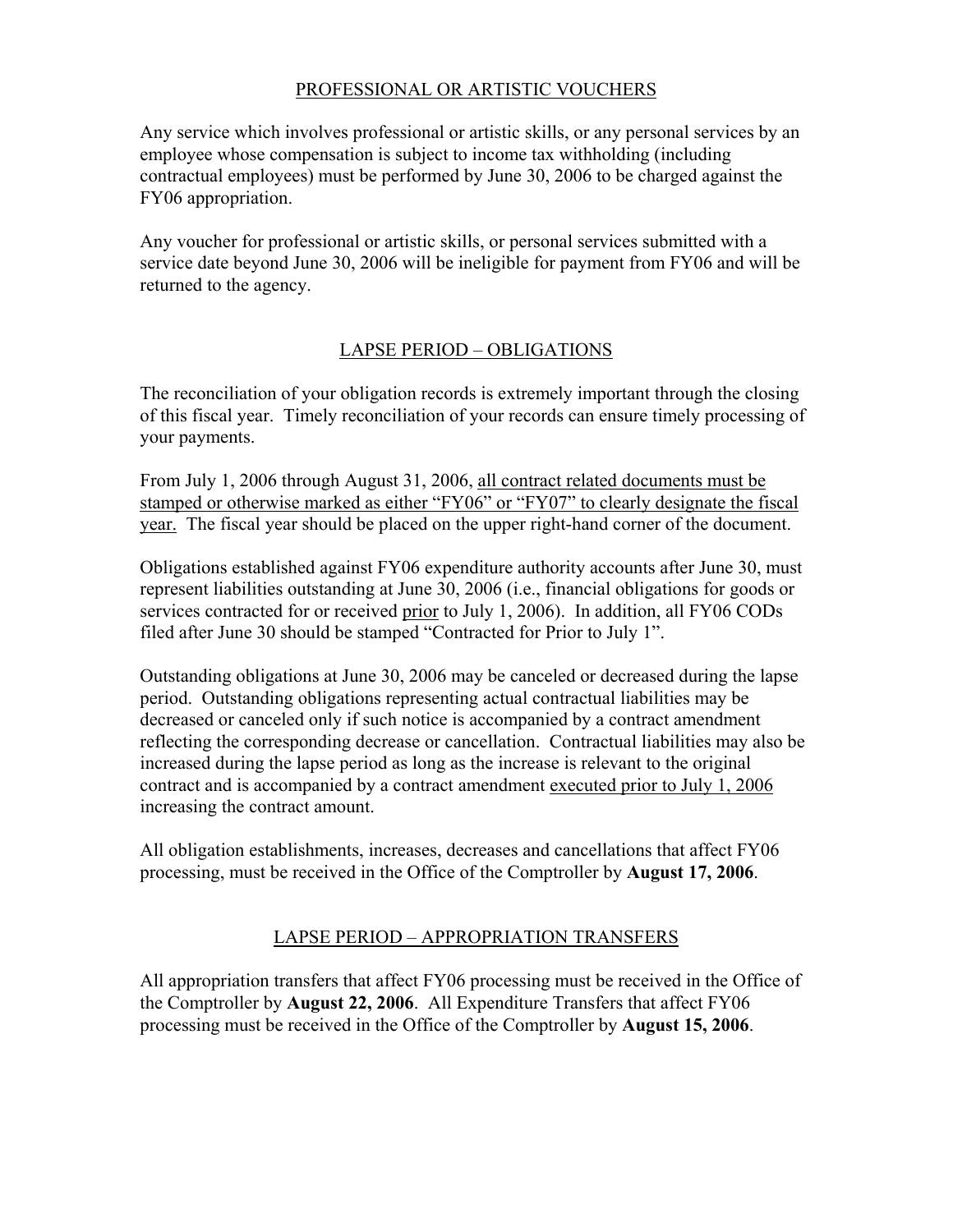## PROFESSIONAL OR ARTISTIC VOUCHERS

Any service which involves professional or artistic skills, or any personal services by an employee whose compensation is subject to income tax withholding (including contractual employees) must be performed by June 30, 2006 to be charged against the FY06 appropriation.

Any voucher for professional or artistic skills, or personal services submitted with a service date beyond June 30, 2006 will be ineligible for payment from FY06 and will be returned to the agency.

## LAPSE PERIOD – OBLIGATIONS

The reconciliation of your obligation records is extremely important through the closing of this fiscal year. Timely reconciliation of your records can ensure timely processing of your payments.

From July 1, 2006 through August 31, 2006, all contract related documents must be stamped or otherwise marked as either "FY06" or "FY07" to clearly designate the fiscal year. The fiscal year should be placed on the upper right-hand corner of the document.

Obligations established against FY06 expenditure authority accounts after June 30, must represent liabilities outstanding at June 30, 2006 (i.e., financial obligations for goods or services contracted for or received prior to July 1, 2006). In addition, all FY06 CODs filed after June 30 should be stamped "Contracted for Prior to July 1".

Outstanding obligations at June 30, 2006 may be canceled or decreased during the lapse period. Outstanding obligations representing actual contractual liabilities may be decreased or canceled only if such notice is accompanied by a contract amendment reflecting the corresponding decrease or cancellation. Contractual liabilities may also be increased during the lapse period as long as the increase is relevant to the original contract and is accompanied by a contract amendment executed prior to July 1, 2006 increasing the contract amount.

All obligation establishments, increases, decreases and cancellations that affect FY06 processing, must be received in the Office of the Comptroller by **August 17, 2006**.

## LAPSE PERIOD – APPROPRIATION TRANSFERS

All appropriation transfers that affect FY06 processing must be received in the Office of the Comptroller by **August 22, 2006**. All Expenditure Transfers that affect FY06 processing must be received in the Office of the Comptroller by **August 15, 2006**.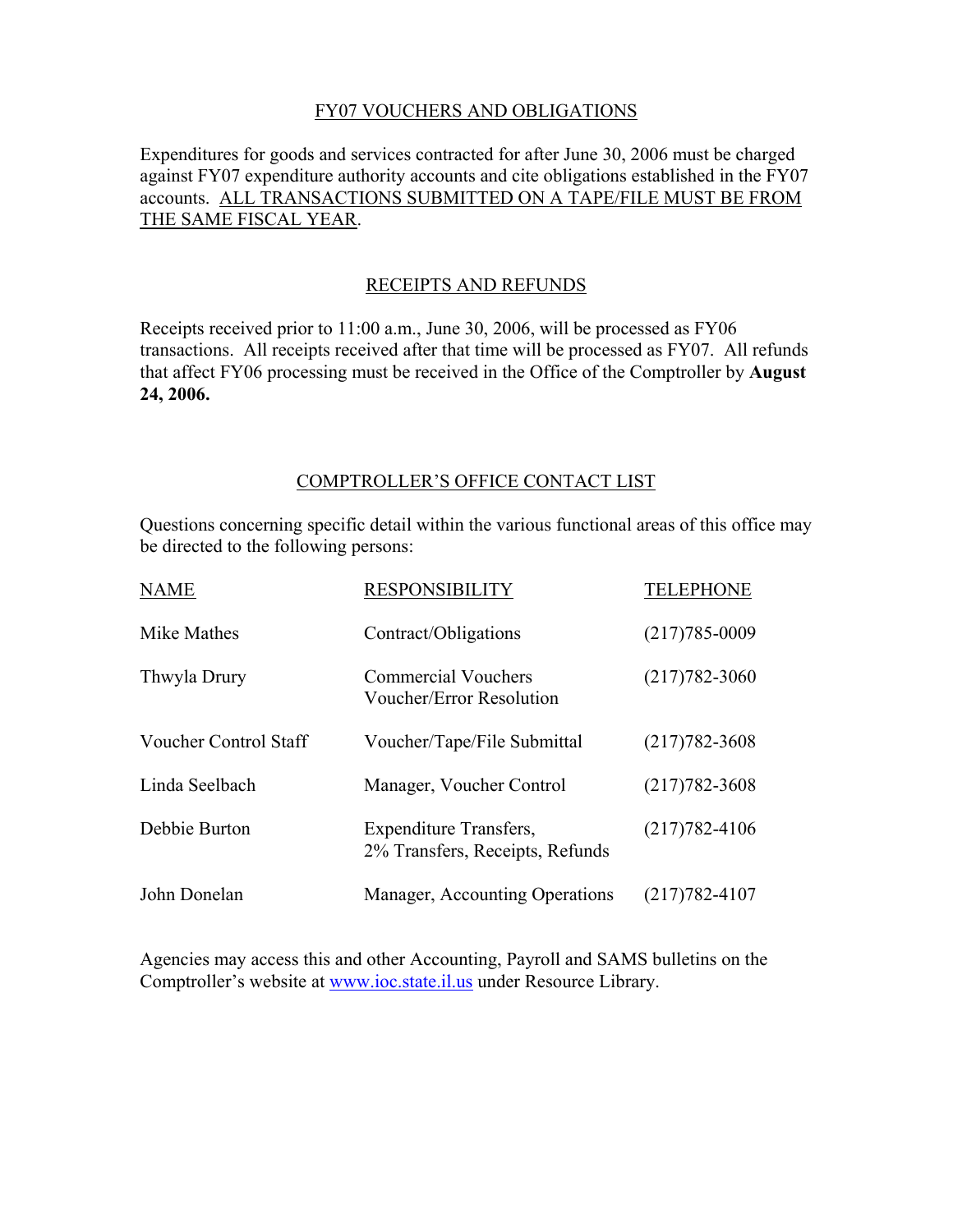## FY07 VOUCHERS AND OBLIGATIONS

Expenditures for goods and services contracted for after June 30, 2006 must be charged against FY07 expenditure authority accounts and cite obligations established in the FY07 accounts. ALL TRANSACTIONS SUBMITTED ON A TAPE/FILE MUST BE FROM THE SAME FISCAL YEAR.

## RECEIPTS AND REFUNDS

Receipts received prior to 11:00 a.m., June 30, 2006, will be processed as FY06 transactions. All receipts received after that time will be processed as FY07. All refunds that affect FY06 processing must be received in the Office of the Comptroller by **August 24, 2006.**

## COMPTROLLER'S OFFICE CONTACT LIST

Questions concerning specific detail within the various functional areas of this office may be directed to the following persons:

| NAME | RESPONSIBILITY | TELEPHONE |
|---|---|---|
| Mike Mathes | Contract/Obligations | (217)785-0009 |
| Thwyla Drury | Commercial Vouchers Voucher/Error Resolution | (217)782-3060 |
| Voucher Control Staff | Voucher/Tape/File Submittal | (217)782-3608 |
| Linda Seelbach | Manager, Voucher Control | (217)782-3608 |
| Debbie Burton | Expenditure Transfers, 2% Transfers, Receipts, Refunds | (217)782-4106 |
| John Donelan | Manager, Accounting Operations | (217)782-4107 |

Agencies may access this and other Accounting, Payroll and SAMS bulletins on the Comptroller's website at www.ioc.state.il.us under Resource Library.